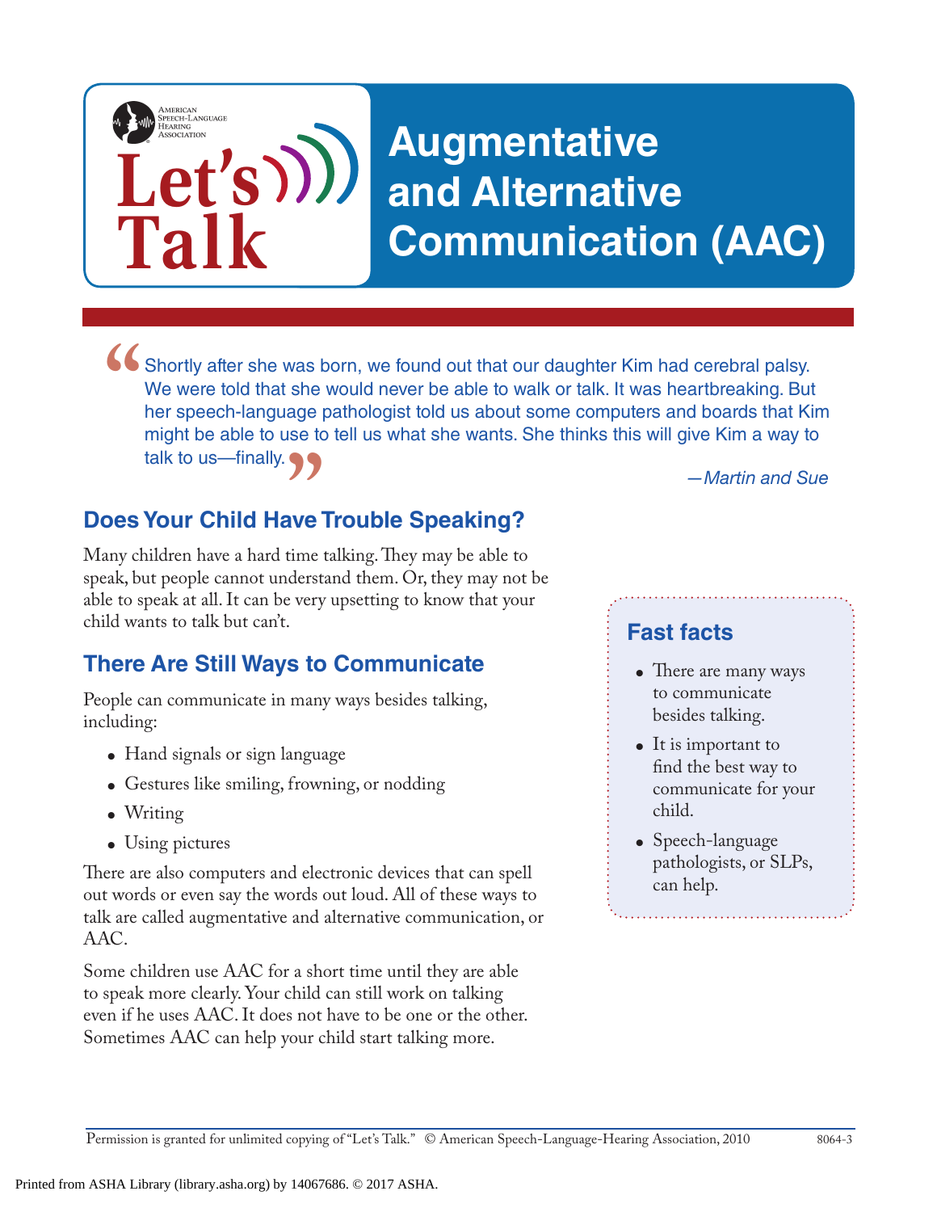American Speech-Language Hearing Association

Let's Talk

# Augmentative and Alternative Communication (AAC)

> "Shortly after she was born, we found out that our daughter Kim had cerebral palsy. We were told that she would never be able to walk or talk. It was heartbreaking. But her speech-language pathologist told us about some computers and boards that Kim might be able to use to tell us what she wants. She thinks this will give Kim a way to talk to us—finally."
>
> *—Martin and Sue*

## Does Your Child Have Trouble Speaking?

Many children have a hard time talking. They may be able to speak, but people cannot understand them. Or, they may not be able to speak at all. It can be very upsetting to know that your child wants to talk but can't.

## There Are Still Ways to Communicate

People can communicate in many ways besides talking, including:

- Hand signals or sign language
- Gestures like smiling, frowning, or nodding
- Writing
- Using pictures

There are also computers and electronic devices that can spell out words or even say the words out loud. All of these ways to talk are called augmentative and alternative communication, or AAC.

Some children use AAC for a short time until they are able to speak more clearly. Your child can still work on talking even if he uses AAC. It does not have to be one or the other. Sometimes AAC can help your child start talking more.

### Fast facts

- There are many ways to communicate besides talking.
- It is important to find the best way to communicate for your child.
- Speech-language pathologists, or SLPs, can help.

Permission is granted for unlimited copying of "Let's Talk." © American Speech-Language-Hearing Association, 2010 8064-3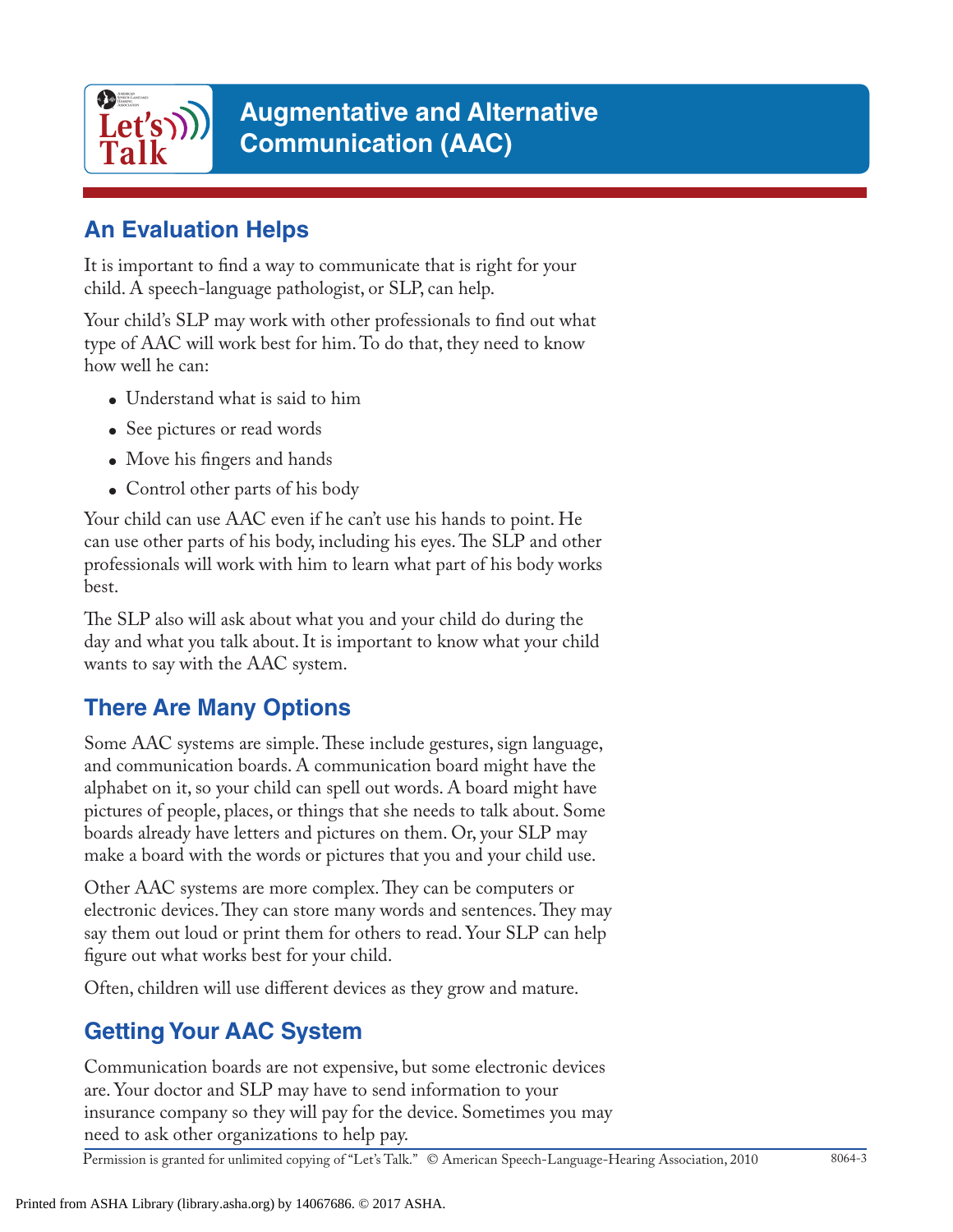# Augmentative and Alternative Communication (AAC)

## An Evaluation Helps

It is important to find a way to communicate that is right for your child. A speech-language pathologist, or SLP, can help.

Your child's SLP may work with other professionals to find out what type of AAC will work best for him. To do that, they need to know how well he can:

- Understand what is said to him
- See pictures or read words
- Move his fingers and hands
- Control other parts of his body

Your child can use AAC even if he can't use his hands to point. He can use other parts of his body, including his eyes. The SLP and other professionals will work with him to learn what part of his body works best.

The SLP also will ask about what you and your child do during the day and what you talk about. It is important to know what your child wants to say with the AAC system.

## There Are Many Options

Some AAC systems are simple. These include gestures, sign language, and communication boards. A communication board might have the alphabet on it, so your child can spell out words. A board might have pictures of people, places, or things that she needs to talk about. Some boards already have letters and pictures on them. Or, your SLP may make a board with the words or pictures that you and your child use.

Other AAC systems are more complex. They can be computers or electronic devices. They can store many words and sentences. They may say them out loud or print them for others to read. Your SLP can help figure out what works best for your child.

Often, children will use different devices as they grow and mature.

## Getting Your AAC System

Communication boards are not expensive, but some electronic devices are. Your doctor and SLP may have to send information to your insurance company so they will pay for the device. Sometimes you may need to ask other organizations to help pay.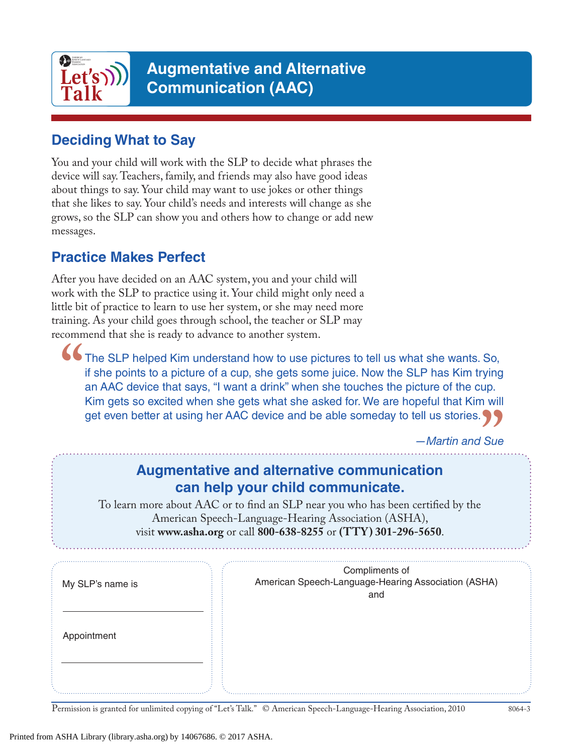## Deciding What to Say

You and your child will work with the SLP to decide what phrases the device will say. Teachers, family, and friends may also have good ideas about things to say. Your child may want to use jokes or other things that she likes to say. Your child's needs and interests will change as she grows, so the SLP can show you and others how to change or add new messages.

## Practice Makes Perfect

After you have decided on an AAC system, you and your child will work with the SLP to practice using it. Your child might only need a little bit of practice to learn to use her system, or she may need more training. As your child goes through school, the teacher or SLP may recommend that she is ready to advance to another system.

> "The SLP helped Kim understand how to use pictures to tell us what she wants. So, if she points to a picture of a cup, she gets some juice. Now the SLP has Kim trying an AAC device that says, "I want a drink" when she touches the picture of the cup. Kim gets so excited when she gets what she asked for. We are hopeful that Kim will get even better at using her AAC device and be able someday to tell us stories."
>
> *—Martin and Sue*

## Augmentative and alternative communication can help your child communicate.

To learn more about AAC or to find an SLP near you who has been certified by the American Speech-Language-Hearing Association (ASHA), visit **www.asha.org** or call **800-638-8255** or **(TTY) 301-296-5650**.

My SLP's name is

\_\_\_\_\_\_\_\_\_\_\_\_\_\_\_\_\_\_\_\_\_\_\_\_

Appointment

\_\_\_\_\_\_\_\_\_\_\_\_\_\_\_\_\_\_\_\_\_\_\_\_

Compliments of
American Speech-Language-Hearing Association (ASHA)
and

Permission is granted for unlimited copying of "Let's Talk." © American Speech-Language-Hearing Association, 2010 8064-3